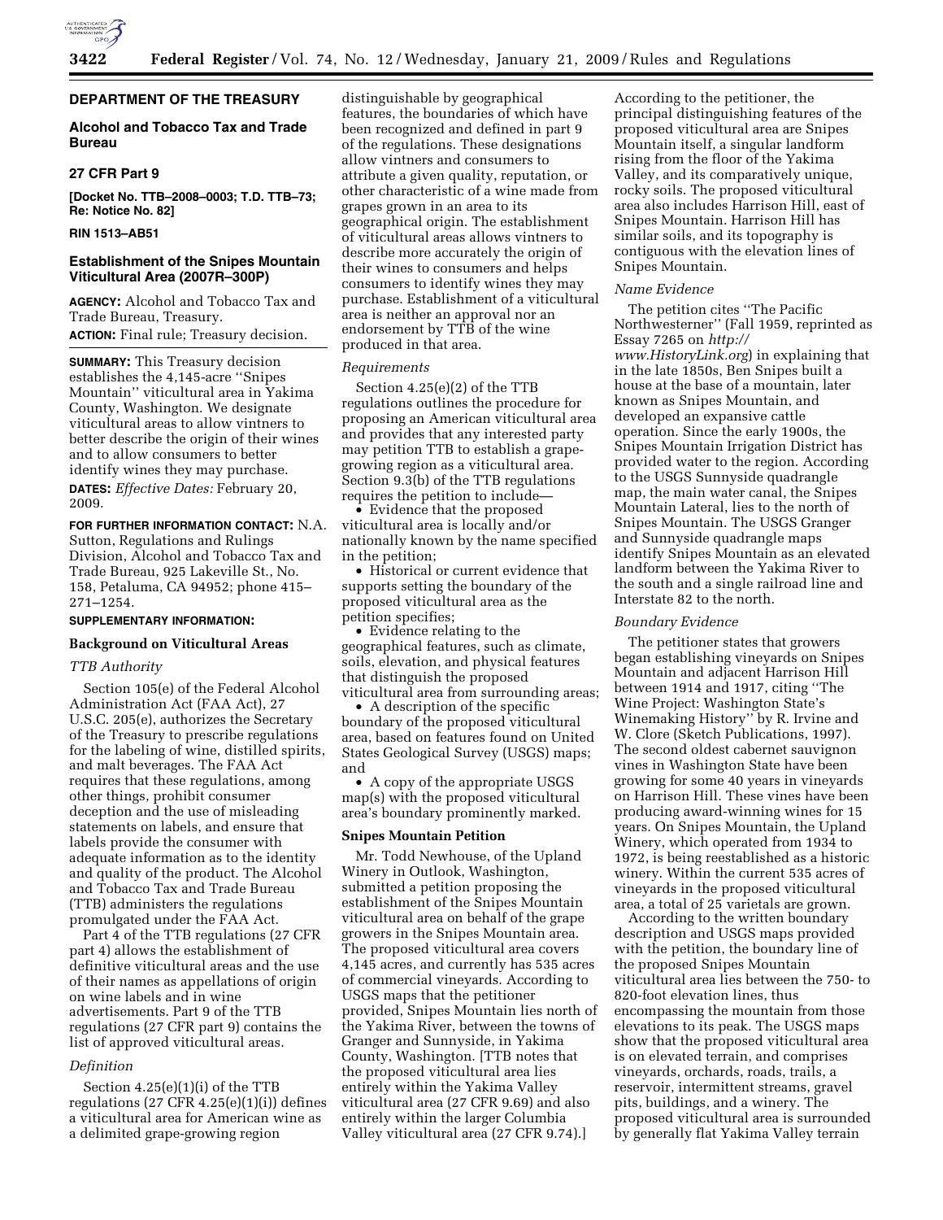## DEPARTMENT OF THE TREASURY

### Alcohol and Tobacco Tax and Trade Bureau

### 27 CFR Part 9

**[Docket No. TTB–2008–0003; T.D. TTB–73; Re: Notice No. 82]**

**RIN 1513–AB51**

### Establishment of the Snipes Mountain Viticultural Area (2007R–300P)

**AGENCY:** Alcohol and Tobacco Tax and Trade Bureau, Treasury.

**ACTION:** Final rule; Treasury decision.

**SUMMARY:** This Treasury decision establishes the 4,145-acre ''Snipes Mountain'' viticultural area in Yakima County, Washington. We designate viticultural areas to allow vintners to better describe the origin of their wines and to allow consumers to better identify wines they may purchase.

**DATES:** *Effective Dates:* February 20, 2009.

**FOR FURTHER INFORMATION CONTACT:** N.A. Sutton, Regulations and Rulings Division, Alcohol and Tobacco Tax and Trade Bureau, 925 Lakeville St., No. 158, Petaluma, CA 94952; phone 415–271–1254.

**SUPPLEMENTARY INFORMATION:**

## Background on Viticultural Areas

### *TTB Authority*

Section 105(e) of the Federal Alcohol Administration Act (FAA Act), 27 U.S.C. 205(e), authorizes the Secretary of the Treasury to prescribe regulations for the labeling of wine, distilled spirits, and malt beverages. The FAA Act requires that these regulations, among other things, prohibit consumer deception and the use of misleading statements on labels, and ensure that labels provide the consumer with adequate information as to the identity and quality of the product. The Alcohol and Tobacco Tax and Trade Bureau (TTB) administers the regulations promulgated under the FAA Act.

Part 4 of the TTB regulations (27 CFR part 4) allows the establishment of definitive viticultural areas and the use of their names as appellations of origin on wine labels and in wine advertisements. Part 9 of the TTB regulations (27 CFR part 9) contains the list of approved viticultural areas.

### *Definition*

Section 4.25(e)(1)(i) of the TTB regulations (27 CFR 4.25(e)(1)(i)) defines a viticultural area for American wine as a delimited grape-growing region distinguishable by geographical features, the boundaries of which have been recognized and defined in part 9 of the regulations. These designations allow vintners and consumers to attribute a given quality, reputation, or other characteristic of a wine made from grapes grown in an area to its geographical origin. The establishment of viticultural areas allows vintners to describe more accurately the origin of their wines to consumers and helps consumers to identify wines they may purchase. Establishment of a viticultural area is neither an approval nor an endorsement by TTB of the wine produced in that area.

### *Requirements*

Section 4.25(e)(2) of the TTB regulations outlines the procedure for proposing an American viticultural area and provides that any interested party may petition TTB to establish a grape-growing region as a viticultural area. Section 9.3(b) of the TTB regulations requires the petition to include—

- Evidence that the proposed viticultural area is locally and/or nationally known by the name specified in the petition;
- Historical or current evidence that supports setting the boundary of the proposed viticultural area as the petition specifies;
- Evidence relating to the geographical features, such as climate, soils, elevation, and physical features that distinguish the proposed viticultural area from surrounding areas;
- A description of the specific boundary of the proposed viticultural area, based on features found on United States Geological Survey (USGS) maps; and
- A copy of the appropriate USGS map(s) with the proposed viticultural area's boundary prominently marked.

## Snipes Mountain Petition

Mr. Todd Newhouse, of the Upland Winery in Outlook, Washington, submitted a petition proposing the establishment of the Snipes Mountain viticultural area on behalf of the grape growers in the Snipes Mountain area. The proposed viticultural area covers 4,145 acres, and currently has 535 acres of commercial vineyards. According to USGS maps that the petitioner provided, Snipes Mountain lies north of the Yakima River, between the towns of Granger and Sunnyside, in Yakima County, Washington. [TTB notes that the proposed viticultural area lies entirely within the Yakima Valley viticultural area (27 CFR 9.69) and also entirely within the larger Columbia Valley viticultural area (27 CFR 9.74).]

According to the petitioner, the principal distinguishing features of the proposed viticultural area are Snipes Mountain itself, a singular landform rising from the floor of the Yakima Valley, and its comparatively unique, rocky soils. The proposed viticultural area also includes Harrison Hill, east of Snipes Mountain. Harrison Hill has similar soils, and its topography is contiguous with the elevation lines of Snipes Mountain.

### *Name Evidence*

The petition cites ''The Pacific Northwesterner'' (Fall 1959, reprinted as Essay 7265 on *http://www.HistoryLink.org*) in explaining that in the late 1850s, Ben Snipes built a house at the base of a mountain, later known as Snipes Mountain, and developed an expansive cattle operation. Since the early 1900s, the Snipes Mountain Irrigation District has provided water to the region. According to the USGS Sunnyside quadrangle map, the main water canal, the Snipes Mountain Lateral, lies to the north of Snipes Mountain. The USGS Granger and Sunnyside quadrangle maps identify Snipes Mountain as an elevated landform between the Yakima River to the south and a single railroad line and Interstate 82 to the north.

### *Boundary Evidence*

The petitioner states that growers began establishing vineyards on Snipes Mountain and adjacent Harrison Hill between 1914 and 1917, citing ''The Wine Project: Washington State's Winemaking History'' by R. Irvine and W. Clore (Sketch Publications, 1997). The second oldest cabernet sauvignon vines in Washington State have been growing for some 40 years in vineyards on Harrison Hill. These vines have been producing award-winning wines for 15 years. On Snipes Mountain, the Upland Winery, which operated from 1934 to 1972, is being reestablished as a historic winery. Within the current 535 acres of vineyards in the proposed viticultural area, a total of 25 varietals are grown.

According to the written boundary description and USGS maps provided with the petition, the boundary line of the proposed Snipes Mountain viticultural area lies between the 750- to 820-foot elevation lines, thus encompassing the mountain from those elevations to its peak. The USGS maps show that the proposed viticultural area is on elevated terrain, and comprises vineyards, orchards, roads, trails, a reservoir, intermittent streams, gravel pits, buildings, and a winery. The proposed viticultural area is surrounded by generally flat Yakima Valley terrain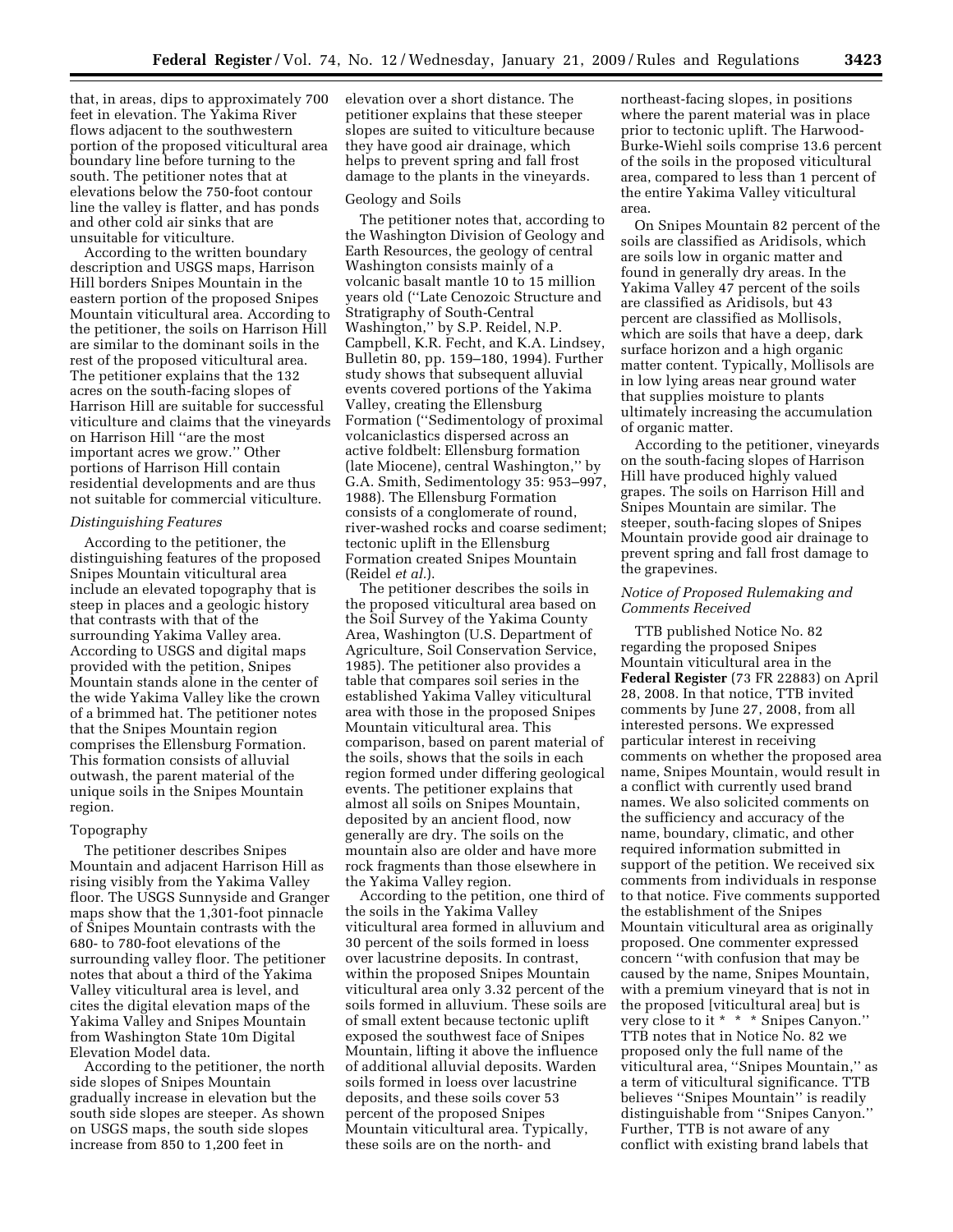that, in areas, dips to approximately 700 feet in elevation. The Yakima River flows adjacent to the southwestern portion of the proposed viticultural area boundary line before turning to the south. The petitioner notes that at elevations below the 750-foot contour line the valley is flatter, and has ponds and other cold air sinks that are unsuitable for viticulture.

According to the written boundary description and USGS maps, Harrison Hill borders Snipes Mountain in the eastern portion of the proposed Snipes Mountain viticultural area. According to the petitioner, the soils on Harrison Hill are similar to the dominant soils in the rest of the proposed viticultural area. The petitioner explains that the 132 acres on the south-facing slopes of Harrison Hill are suitable for successful viticulture and claims that the vineyards on Harrison Hill ''are the most important acres we grow.'' Other portions of Harrison Hill contain residential developments and are thus not suitable for commercial viticulture.

### *Distinguishing Features*

According to the petitioner, the distinguishing features of the proposed Snipes Mountain viticultural area include an elevated topography that is steep in places and a geologic history that contrasts with that of the surrounding Yakima Valley area. According to USGS and digital maps provided with the petition, Snipes Mountain stands alone in the center of the wide Yakima Valley like the crown of a brimmed hat. The petitioner notes that the Snipes Mountain region comprises the Ellensburg Formation. This formation consists of alluvial outwash, the parent material of the unique soils in the Snipes Mountain region.

#### Topography

The petitioner describes Snipes Mountain and adjacent Harrison Hill as rising visibly from the Yakima Valley floor. The USGS Sunnyside and Granger maps show that the 1,301-foot pinnacle of Snipes Mountain contrasts with the 680- to 780-foot elevations of the surrounding valley floor. The petitioner notes that about a third of the Yakima Valley viticultural area is level, and cites the digital elevation maps of the Yakima Valley and Snipes Mountain from Washington State 10m Digital Elevation Model data.

According to the petitioner, the north side slopes of Snipes Mountain gradually increase in elevation but the south side slopes are steeper. As shown on USGS maps, the south side slopes increase from 850 to 1,200 feet in elevation over a short distance. The petitioner explains that these steeper slopes are suited to viticulture because they have good air drainage, which helps to prevent spring and fall frost damage to the plants in the vineyards.

#### Geology and Soils

The petitioner notes that, according to the Washington Division of Geology and Earth Resources, the geology of central Washington consists mainly of a volcanic basalt mantle 10 to 15 million years old (''Late Cenozoic Structure and Stratigraphy of South-Central Washington,'' by S.P. Reidel, N.P. Campbell, K.R. Fecht, and K.A. Lindsey, Bulletin 80, pp. 159–180, 1994). Further study shows that subsequent alluvial events covered portions of the Yakima Valley, creating the Ellensburg Formation (''Sedimentology of proximal volcaniclastics dispersed across an active foldbelt: Ellensburg formation (late Miocene), central Washington,'' by G.A. Smith, Sedimentology 35: 953–997, 1988). The Ellensburg Formation consists of a conglomerate of round, river-washed rocks and coarse sediment; tectonic uplift in the Ellensburg Formation created Snipes Mountain (Reidel *et al.*).

The petitioner describes the soils in the proposed viticultural area based on the Soil Survey of the Yakima County Area, Washington (U.S. Department of Agriculture, Soil Conservation Service, 1985). The petitioner also provides a table that compares soil series in the established Yakima Valley viticultural area with those in the proposed Snipes Mountain viticultural area. This comparison, based on parent material of the soils, shows that the soils in each region formed under differing geological events. The petitioner explains that almost all soils on Snipes Mountain, deposited by an ancient flood, now generally are dry. The soils on the mountain also are older and have more rock fragments than those elsewhere in the Yakima Valley region.

According to the petition, one third of the soils in the Yakima Valley viticultural area formed in alluvium and 30 percent of the soils formed in loess over lacustrine deposits. In contrast, within the proposed Snipes Mountain viticultural area only 3.32 percent of the soils formed in alluvium. These soils are of small extent because tectonic uplift exposed the southwest face of Snipes Mountain, lifting it above the influence of additional alluvial deposits. Warden soils formed in loess over lacustrine deposits, and these soils cover 53 percent of the proposed Snipes Mountain viticultural area. Typically, these soils are on the north- and northeast-facing slopes, in positions where the parent material was in place prior to tectonic uplift. The Harwood-Burke-Wiehl soils comprise 13.6 percent of the soils in the proposed viticultural area, compared to less than 1 percent of the entire Yakima Valley viticultural area.

On Snipes Mountain 82 percent of the soils are classified as Aridisols, which are soils low in organic matter and found in generally dry areas. In the Yakima Valley 47 percent of the soils are classified as Aridisols, but 43 percent are classified as Mollisols, which are soils that have a deep, dark surface horizon and a high organic matter content. Typically, Mollisols are in low lying areas near ground water that supplies moisture to plants ultimately increasing the accumulation of organic matter.

According to the petitioner, vineyards on the south-facing slopes of Harrison Hill have produced highly valued grapes. The soils on Harrison Hill and Snipes Mountain are similar. The steeper, south-facing slopes of Snipes Mountain provide good air drainage to prevent spring and fall frost damage to the grapevines.

### *Notice of Proposed Rulemaking and Comments Received*

TTB published Notice No. 82 regarding the proposed Snipes Mountain viticultural area in the **Federal Register** (73 FR 22883) on April 28, 2008. In that notice, TTB invited comments by June 27, 2008, from all interested persons. We expressed particular interest in receiving comments on whether the proposed area name, Snipes Mountain, would result in a conflict with currently used brand names. We also solicited comments on the sufficiency and accuracy of the name, boundary, climatic, and other required information submitted in support of the petition. We received six comments from individuals in response to that notice. Five comments supported the establishment of the Snipes Mountain viticultural area as originally proposed. One commenter expressed concern ''with confusion that may be caused by the name, Snipes Mountain, with a premium vineyard that is not in the proposed [viticultural area] but is very close to it * * * Snipes Canyon.'' TTB notes that in Notice No. 82 we proposed only the full name of the viticultural area, ''Snipes Mountain,'' as a term of viticultural significance. TTB believes ''Snipes Mountain'' is readily distinguishable from ''Snipes Canyon.'' Further, TTB is not aware of any conflict with existing brand labels that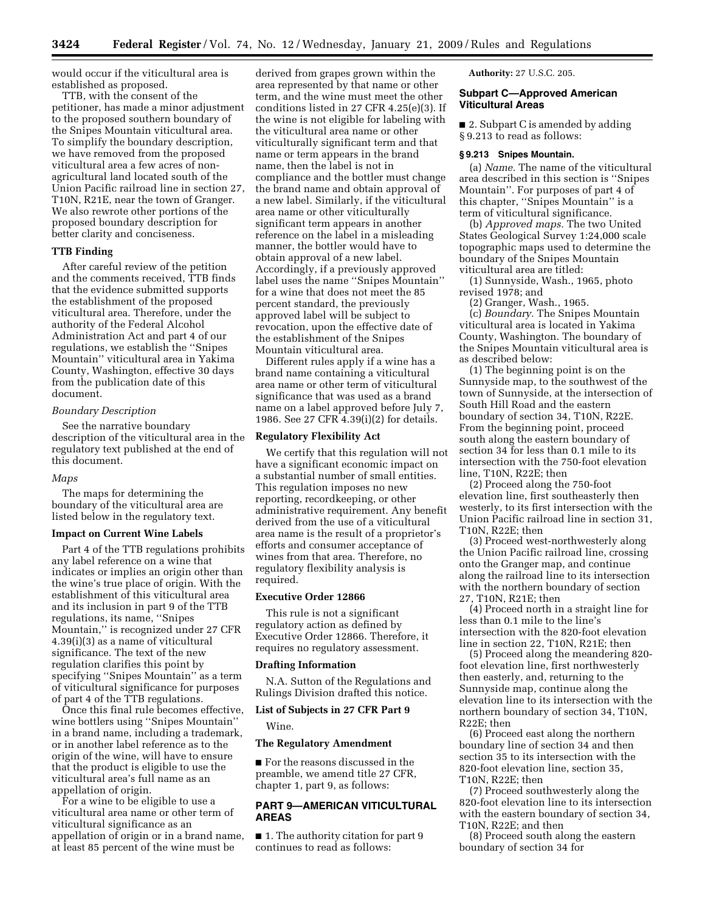would occur if the viticultural area is established as proposed.

TTB, with the consent of the petitioner, has made a minor adjustment to the proposed southern boundary of the Snipes Mountain viticultural area. To simplify the boundary description, we have removed from the proposed viticultural area a few acres of non-agricultural land located south of the Union Pacific railroad line in section 27, T10N, R21E, near the town of Granger. We also rewrote other portions of the proposed boundary description for better clarity and conciseness.

### TTB Finding

After careful review of the petition and the comments received, TTB finds that the evidence submitted supports the establishment of the proposed viticultural area. Therefore, under the authority of the Federal Alcohol Administration Act and part 4 of our regulations, we establish the ''Snipes Mountain'' viticultural area in Yakima County, Washington, effective 30 days from the publication date of this document.

*Boundary Description*

See the narrative boundary description of the viticultural area in the regulatory text published at the end of this document.

*Maps*

The maps for determining the boundary of the viticultural area are listed below in the regulatory text.

### Impact on Current Wine Labels

Part 4 of the TTB regulations prohibits any label reference on a wine that indicates or implies an origin other than the wine's true place of origin. With the establishment of this viticultural area and its inclusion in part 9 of the TTB regulations, its name, ''Snipes Mountain,'' is recognized under 27 CFR 4.39(i)(3) as a name of viticultural significance. The text of the new regulation clarifies this point by specifying ''Snipes Mountain'' as a term of viticultural significance for purposes of part 4 of the TTB regulations.

Once this final rule becomes effective, wine bottlers using ''Snipes Mountain'' in a brand name, including a trademark, or in another label reference as to the origin of the wine, will have to ensure that the product is eligible to use the viticultural area's full name as an appellation of origin.

For a wine to be eligible to use a viticultural area name or other term of viticultural significance as an appellation of origin or in a brand name, at least 85 percent of the wine must be derived from grapes grown within the area represented by that name or other term, and the wine must meet the other conditions listed in 27 CFR 4.25(e)(3). If the wine is not eligible for labeling with the viticultural area name or other viticulturally significant term and that name or term appears in the brand name, then the label is not in compliance and the bottler must change the brand name and obtain approval of a new label. Similarly, if the viticultural area name or other viticulturally significant term appears in another reference on the label in a misleading manner, the bottler would have to obtain approval of a new label. Accordingly, if a previously approved label uses the name ''Snipes Mountain'' for a wine that does not meet the 85 percent standard, the previously approved label will be subject to revocation, upon the effective date of the establishment of the Snipes Mountain viticultural area.

Different rules apply if a wine has a brand name containing a viticultural area name or other term of viticultural significance that was used as a brand name on a label approved before July 7, 1986. See 27 CFR 4.39(i)(2) for details.

### Regulatory Flexibility Act

We certify that this regulation will not have a significant economic impact on a substantial number of small entities. This regulation imposes no new reporting, recordkeeping, or other administrative requirement. Any benefit derived from the use of a viticultural area name is the result of a proprietor's efforts and consumer acceptance of wines from that area. Therefore, no regulatory flexibility analysis is required.

### Executive Order 12866

This rule is not a significant regulatory action as defined by Executive Order 12866. Therefore, it requires no regulatory assessment.

### Drafting Information

N.A. Sutton of the Regulations and Rulings Division drafted this notice.

### List of Subjects in 27 CFR Part 9

Wine.

### The Regulatory Amendment

■ For the reasons discussed in the preamble, we amend title 27 CFR, chapter 1, part 9, as follows:

## PART 9—AMERICAN VITICULTURAL AREAS

■ 1. The authority citation for part 9 continues to read as follows:

**Authority:** 27 U.S.C. 205.

### Subpart C—Approved American Viticultural Areas

■ 2. Subpart C is amended by adding § 9.213 to read as follows:

**§ 9.213 Snipes Mountain.**

(a) *Name.* The name of the viticultural area described in this section is ''Snipes Mountain''. For purposes of part 4 of this chapter, ''Snipes Mountain'' is a term of viticultural significance.

(b) *Approved maps.* The two United States Geological Survey 1:24,000 scale topographic maps used to determine the boundary of the Snipes Mountain viticultural area are titled:

(1) Sunnyside, Wash., 1965, photo revised 1978; and

(2) Granger, Wash., 1965.

(c) *Boundary.* The Snipes Mountain viticultural area is located in Yakima County, Washington. The boundary of the Snipes Mountain viticultural area is as described below:

(1) The beginning point is on the Sunnyside map, to the southwest of the town of Sunnyside, at the intersection of South Hill Road and the eastern boundary of section 34, T10N, R22E. From the beginning point, proceed south along the eastern boundary of section 34 for less than 0.1 mile to its intersection with the 750-foot elevation line, T10N, R22E; then

(2) Proceed along the 750-foot elevation line, first southeasterly then westerly, to its first intersection with the Union Pacific railroad line in section 31, T10N, R22E; then

(3) Proceed west-northwesterly along the Union Pacific railroad line, crossing onto the Granger map, and continue along the railroad line to its intersection with the northern boundary of section 27, T10N, R21E; then

(4) Proceed north in a straight line for less than 0.1 mile to the line's intersection with the 820-foot elevation line in section 22, T10N, R21E; then

(5) Proceed along the meandering 820-foot elevation line, first northwesterly then easterly, and, returning to the Sunnyside map, continue along the elevation line to its intersection with the northern boundary of section 34, T10N, R22E; then

(6) Proceed east along the northern boundary line of section 34 and then section 35 to its intersection with the 820-foot elevation line, section 35, T10N, R22E; then

(7) Proceed southwesterly along the 820-foot elevation line to its intersection with the eastern boundary of section 34, T10N, R22E; and then

(8) Proceed south along the eastern boundary of section 34 for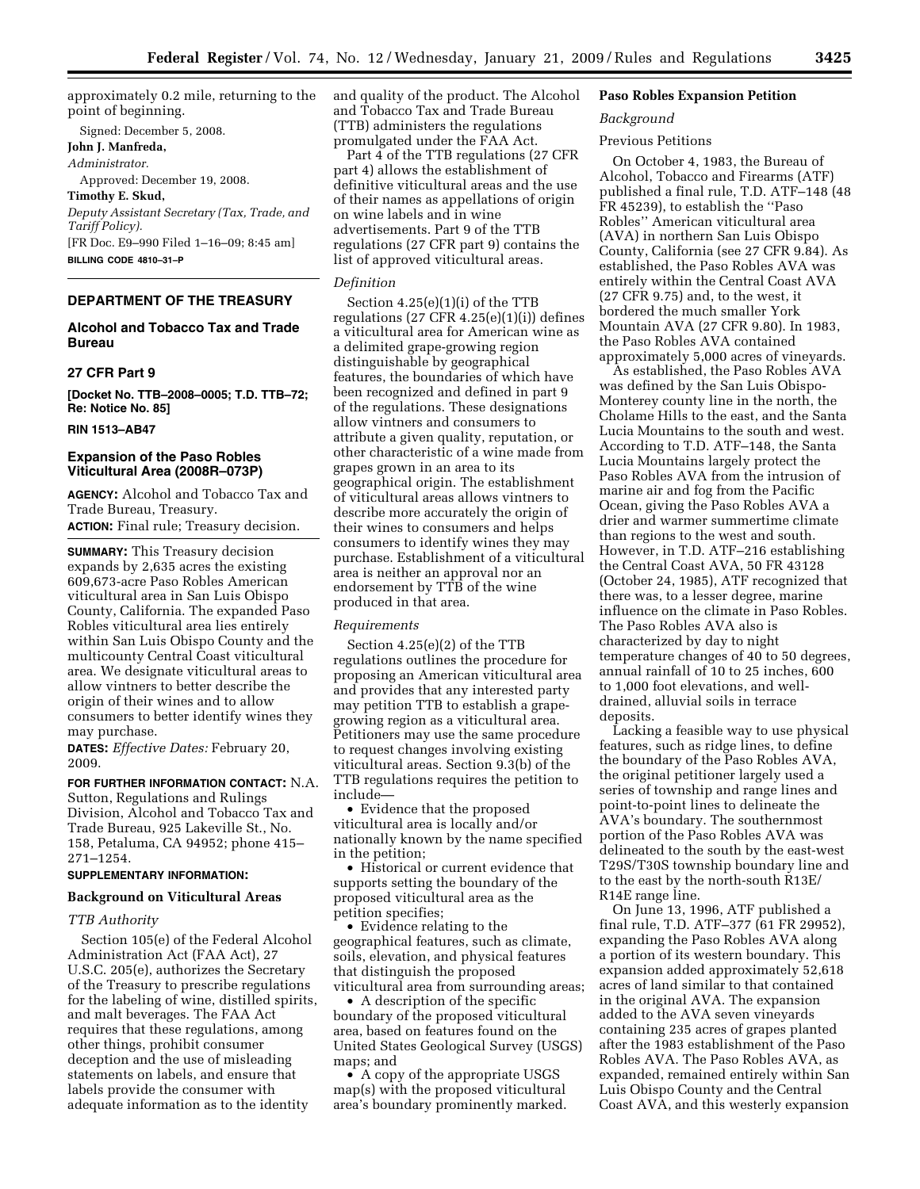approximately 0.2 mile, returning to the point of beginning.

Signed: December 5, 2008.

**John J. Manfreda,**

*Administrator.*

Approved: December 19, 2008.

**Timothy E. Skud,**

*Deputy Assistant Secretary (Tax, Trade, and Tariff Policy).*

[FR Doc. E9–990 Filed 1–16–09; 8:45 am]

**BILLING CODE 4810–31–P**

---

## DEPARTMENT OF THE TREASURY

### Alcohol and Tobacco Tax and Trade Bureau

### 27 CFR Part 9

**[Docket No. TTB–2008–0005; T.D. TTB–72; Re: Notice No. 85]**

**RIN 1513–AB47**

### Expansion of the Paso Robles Viticultural Area (2008R–073P)

**AGENCY:** Alcohol and Tobacco Tax and Trade Bureau, Treasury.

**ACTION:** Final rule; Treasury decision.

**SUMMARY:** This Treasury decision expands by 2,635 acres the existing 609,673-acre Paso Robles American viticultural area in San Luis Obispo County, California. The expanded Paso Robles viticultural area lies entirely within San Luis Obispo County and the multicounty Central Coast viticultural area. We designate viticultural areas to allow vintners to better describe the origin of their wines and to allow consumers to better identify wines they may purchase.

**DATES:** *Effective Dates:* February 20, 2009.

**FOR FURTHER INFORMATION CONTACT:** N.A. Sutton, Regulations and Rulings Division, Alcohol and Tobacco Tax and Trade Bureau, 925 Lakeville St., No. 158, Petaluma, CA 94952; phone 415–271–1254.

**SUPPLEMENTARY INFORMATION:**

### Background on Viticultural Areas

*TTB Authority*

Section 105(e) of the Federal Alcohol Administration Act (FAA Act), 27 U.S.C. 205(e), authorizes the Secretary of the Treasury to prescribe regulations for the labeling of wine, distilled spirits, and malt beverages. The FAA Act requires that these regulations, among other things, prohibit consumer deception and the use of misleading statements on labels, and ensure that labels provide the consumer with adequate information as to the identity and quality of the product. The Alcohol and Tobacco Tax and Trade Bureau (TTB) administers the regulations promulgated under the FAA Act.

Part 4 of the TTB regulations (27 CFR part 4) allows the establishment of definitive viticultural areas and the use of their names as appellations of origin on wine labels and in wine advertisements. Part 9 of the TTB regulations (27 CFR part 9) contains the list of approved viticultural areas.

*Definition*

Section 4.25(e)(1)(i) of the TTB regulations (27 CFR 4.25(e)(1)(i)) defines a viticultural area for American wine as a delimited grape-growing region distinguishable by geographical features, the boundaries of which have been recognized and defined in part 9 of the regulations. These designations allow vintners and consumers to attribute a given quality, reputation, or other characteristic of a wine made from grapes grown in an area to its geographical origin. The establishment of viticultural areas allows vintners to describe more accurately the origin of their wines to consumers and helps consumers to identify wines they may purchase. Establishment of a viticultural area is neither an approval nor an endorsement by TTB of the wine produced in that area.

*Requirements*

Section 4.25(e)(2) of the TTB regulations outlines the procedure for proposing an American viticultural area and provides that any interested party may petition TTB to establish a grape-growing region as a viticultural area. Petitioners may use the same procedure to request changes involving existing viticultural areas. Section 9.3(b) of the TTB regulations requires the petition to include—

- Evidence that the proposed viticultural area is locally and/or nationally known by the name specified in the petition;
- Historical or current evidence that supports setting the boundary of the proposed viticultural area as the petition specifies;
- Evidence relating to the geographical features, such as climate, soils, elevation, and physical features that distinguish the proposed viticultural area from surrounding areas;
- A description of the specific boundary of the proposed viticultural area, based on features found on the United States Geological Survey (USGS) maps; and
- A copy of the appropriate USGS map(s) with the proposed viticultural area's boundary prominently marked.

### Paso Robles Expansion Petition

*Background*

Previous Petitions

On October 4, 1983, the Bureau of Alcohol, Tobacco and Firearms (ATF) published a final rule, T.D. ATF–148 (48 FR 45239), to establish the ''Paso Robles'' American viticultural area (AVA) in northern San Luis Obispo County, California (see 27 CFR 9.84). As established, the Paso Robles AVA was entirely within the Central Coast AVA (27 CFR 9.75) and, to the west, it bordered the much smaller York Mountain AVA (27 CFR 9.80). In 1983, the Paso Robles AVA contained approximately 5,000 acres of vineyards.

As established, the Paso Robles AVA was defined by the San Luis Obispo-Monterey county line in the north, the Cholame Hills to the east, and the Santa Lucia Mountains to the south and west. According to T.D. ATF–148, the Santa Lucia Mountains largely protect the Paso Robles AVA from the intrusion of marine air and fog from the Pacific Ocean, giving the Paso Robles AVA a drier and warmer summertime climate than regions to the west and south. However, in T.D. ATF–216 establishing the Central Coast AVA, 50 FR 43128 (October 24, 1985), ATF recognized that there was, to a lesser degree, marine influence on the climate in Paso Robles. The Paso Robles AVA also is characterized by day to night temperature changes of 40 to 50 degrees, annual rainfall of 10 to 25 inches, 600 to 1,000 foot elevations, and well-drained, alluvial soils in terrace deposits.

Lacking a feasible way to use physical features, such as ridge lines, to define the boundary of the Paso Robles AVA, the original petitioner largely used a series of township and range lines and point-to-point lines to delineate the AVA's boundary. The southernmost portion of the Paso Robles AVA was delineated to the south by the east-west T29S/T30S township boundary line and to the east by the north-south R13E/R14E range line.

On June 13, 1996, ATF published a final rule, T.D. ATF–377 (61 FR 29952), expanding the Paso Robles AVA along a portion of its western boundary. This expansion added approximately 52,618 acres of land similar to that contained in the original AVA. The expansion added to the AVA seven vineyards containing 235 acres of grapes planted after the 1983 establishment of the Paso Robles AVA. The Paso Robles AVA, as expanded, remained entirely within San Luis Obispo County and the Central Coast AVA, and this westerly expansion